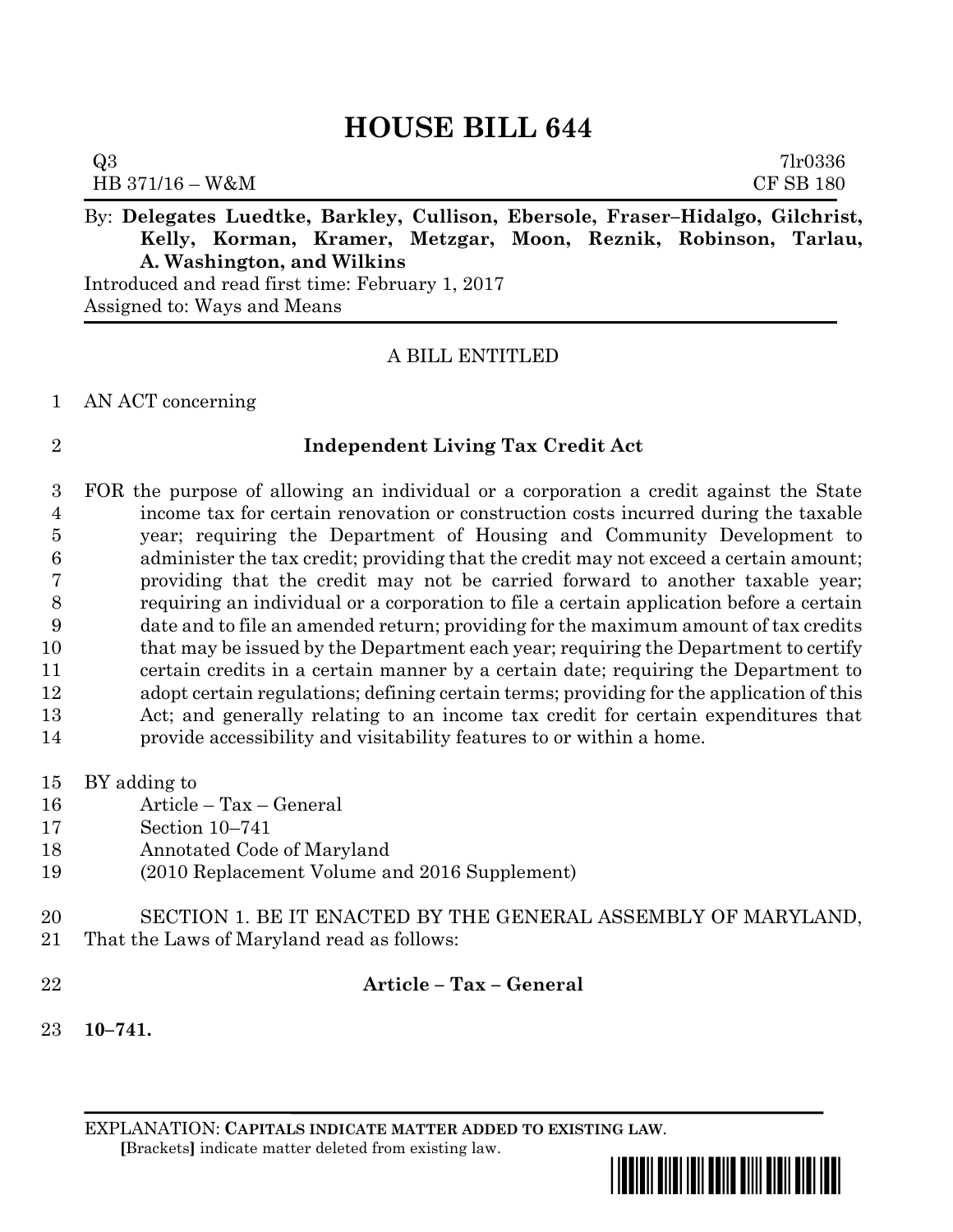# HOUSE BILL 644

Q3 7lr0336
HB 371/16 – W&M CF SB 180

By: **Delegates Luedtke, Barkley, Cullison, Ebersole, Fraser–Hidalgo, Gilchrist, Kelly, Korman, Kramer, Metzgar, Moon, Reznik, Robinson, Tarlau, A. Washington, and Wilkins**

Introduced and read first time: February 1, 2017
Assigned to: Ways and Means

A BILL ENTITLED

AN ACT concerning

**Independent Living Tax Credit Act**

FOR the purpose of allowing an individual or a corporation a credit against the State income tax for certain renovation or construction costs incurred during the taxable year; requiring the Department of Housing and Community Development to administer the tax credit; providing that the credit may not exceed a certain amount; providing that the credit may not be carried forward to another taxable year; requiring an individual or a corporation to file a certain application before a certain date and to file an amended return; providing for the maximum amount of tax credits that may be issued by the Department each year; requiring the Department to certify certain credits in a certain manner by a certain date; requiring the Department to adopt certain regulations; defining certain terms; providing for the application of this Act; and generally relating to an income tax credit for certain expenditures that provide accessibility and visitability features to or within a home.

BY adding to
Article – Tax – General
Section 10–741
Annotated Code of Maryland
(2010 Replacement Volume and 2016 Supplement)

SECTION 1. BE IT ENACTED BY THE GENERAL ASSEMBLY OF MARYLAND, That the Laws of Maryland read as follows:

**Article – Tax – General**

**10–741.**

EXPLANATION: **CAPITALS INDICATE MATTER ADDED TO EXISTING LAW.**
[Brackets] indicate matter deleted from existing law.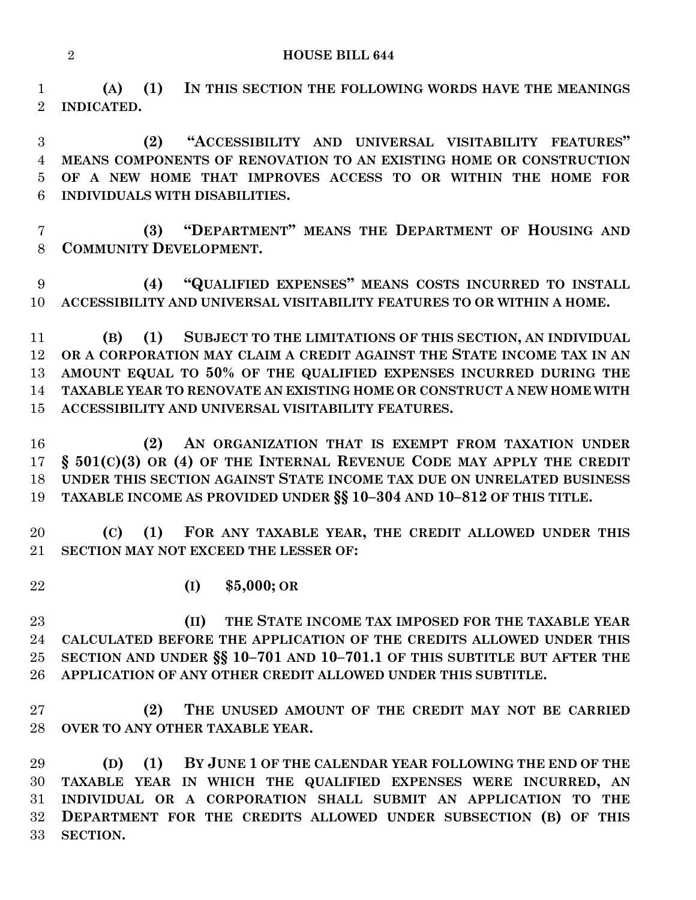**(A) (1) IN THIS SECTION THE FOLLOWING WORDS HAVE THE MEANINGS INDICATED.**

**(2) "ACCESSIBILITY AND UNIVERSAL VISITABILITY FEATURES" MEANS COMPONENTS OF RENOVATION TO AN EXISTING HOME OR CONSTRUCTION OF A NEW HOME THAT IMPROVES ACCESS TO OR WITHIN THE HOME FOR INDIVIDUALS WITH DISABILITIES.**

**(3) "DEPARTMENT" MEANS THE DEPARTMENT OF HOUSING AND COMMUNITY DEVELOPMENT.**

**(4) "QUALIFIED EXPENSES" MEANS COSTS INCURRED TO INSTALL ACCESSIBILITY AND UNIVERSAL VISITABILITY FEATURES TO OR WITHIN A HOME.**

**(B) (1) SUBJECT TO THE LIMITATIONS OF THIS SECTION, AN INDIVIDUAL OR A CORPORATION MAY CLAIM A CREDIT AGAINST THE STATE INCOME TAX IN AN AMOUNT EQUAL TO 50% OF THE QUALIFIED EXPENSES INCURRED DURING THE TAXABLE YEAR TO RENOVATE AN EXISTING HOME OR CONSTRUCT A NEW HOME WITH ACCESSIBILITY AND UNIVERSAL VISITABILITY FEATURES.**

**(2) AN ORGANIZATION THAT IS EXEMPT FROM TAXATION UNDER § 501(C)(3) OR (4) OF THE INTERNAL REVENUE CODE MAY APPLY THE CREDIT UNDER THIS SECTION AGAINST STATE INCOME TAX DUE ON UNRELATED BUSINESS TAXABLE INCOME AS PROVIDED UNDER §§ 10–304 AND 10–812 OF THIS TITLE.**

**(C) (1) FOR ANY TAXABLE YEAR, THE CREDIT ALLOWED UNDER THIS SECTION MAY NOT EXCEED THE LESSER OF:**

**(I) $5,000; OR**

**(II) THE STATE INCOME TAX IMPOSED FOR THE TAXABLE YEAR CALCULATED BEFORE THE APPLICATION OF THE CREDITS ALLOWED UNDER THIS SECTION AND UNDER §§ 10–701 AND 10–701.1 OF THIS SUBTITLE BUT AFTER THE APPLICATION OF ANY OTHER CREDIT ALLOWED UNDER THIS SUBTITLE.**

**(2) THE UNUSED AMOUNT OF THE CREDIT MAY NOT BE CARRIED OVER TO ANY OTHER TAXABLE YEAR.**

**(D) (1) BY JUNE 1 OF THE CALENDAR YEAR FOLLOWING THE END OF THE TAXABLE YEAR IN WHICH THE QUALIFIED EXPENSES WERE INCURRED, AN INDIVIDUAL OR A CORPORATION SHALL SUBMIT AN APPLICATION TO THE DEPARTMENT FOR THE CREDITS ALLOWED UNDER SUBSECTION (B) OF THIS SECTION.**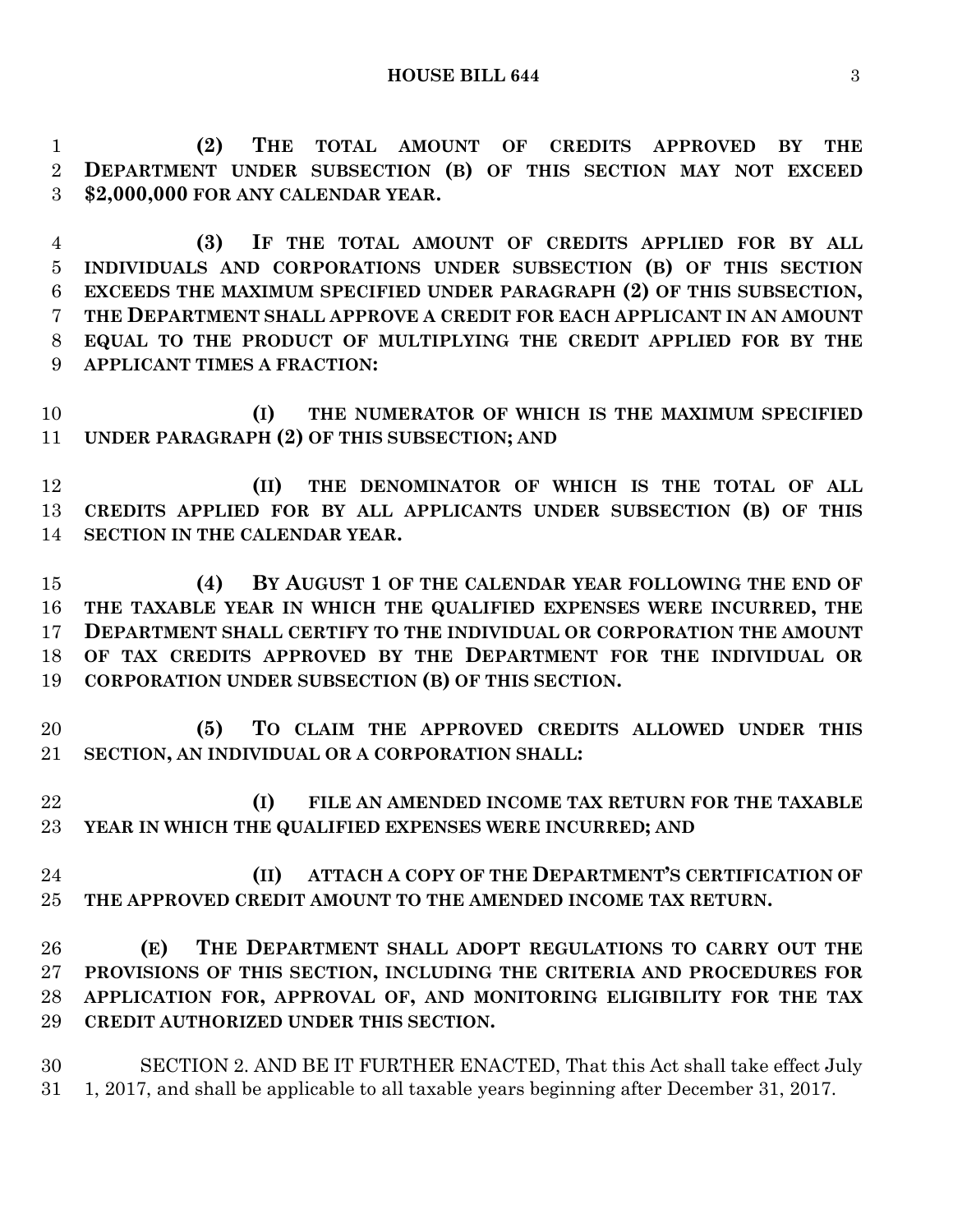**(2) THE TOTAL AMOUNT OF CREDITS APPROVED BY THE DEPARTMENT UNDER SUBSECTION (B) OF THIS SECTION MAY NOT EXCEED $2,000,000 FOR ANY CALENDAR YEAR.**

**(3) IF THE TOTAL AMOUNT OF CREDITS APPLIED FOR BY ALL INDIVIDUALS AND CORPORATIONS UNDER SUBSECTION (B) OF THIS SECTION EXCEEDS THE MAXIMUM SPECIFIED UNDER PARAGRAPH (2) OF THIS SUBSECTION, THE DEPARTMENT SHALL APPROVE A CREDIT FOR EACH APPLICANT IN AN AMOUNT EQUAL TO THE PRODUCT OF MULTIPLYING THE CREDIT APPLIED FOR BY THE APPLICANT TIMES A FRACTION:**

**(I) THE NUMERATOR OF WHICH IS THE MAXIMUM SPECIFIED UNDER PARAGRAPH (2) OF THIS SUBSECTION; AND**

**(II) THE DENOMINATOR OF WHICH IS THE TOTAL OF ALL CREDITS APPLIED FOR BY ALL APPLICANTS UNDER SUBSECTION (B) OF THIS SECTION IN THE CALENDAR YEAR.**

**(4) BY AUGUST 1 OF THE CALENDAR YEAR FOLLOWING THE END OF THE TAXABLE YEAR IN WHICH THE QUALIFIED EXPENSES WERE INCURRED, THE DEPARTMENT SHALL CERTIFY TO THE INDIVIDUAL OR CORPORATION THE AMOUNT OF TAX CREDITS APPROVED BY THE DEPARTMENT FOR THE INDIVIDUAL OR CORPORATION UNDER SUBSECTION (B) OF THIS SECTION.**

**(5) TO CLAIM THE APPROVED CREDITS ALLOWED UNDER THIS SECTION, AN INDIVIDUAL OR A CORPORATION SHALL:**

**(I) FILE AN AMENDED INCOME TAX RETURN FOR THE TAXABLE YEAR IN WHICH THE QUALIFIED EXPENSES WERE INCURRED; AND**

**(II) ATTACH A COPY OF THE DEPARTMENT'S CERTIFICATION OF THE APPROVED CREDIT AMOUNT TO THE AMENDED INCOME TAX RETURN.**

**(E) THE DEPARTMENT SHALL ADOPT REGULATIONS TO CARRY OUT THE PROVISIONS OF THIS SECTION, INCLUDING THE CRITERIA AND PROCEDURES FOR APPLICATION FOR, APPROVAL OF, AND MONITORING ELIGIBILITY FOR THE TAX CREDIT AUTHORIZED UNDER THIS SECTION.**

SECTION 2. AND BE IT FURTHER ENACTED, That this Act shall take effect July 1, 2017, and shall be applicable to all taxable years beginning after December 31, 2017.